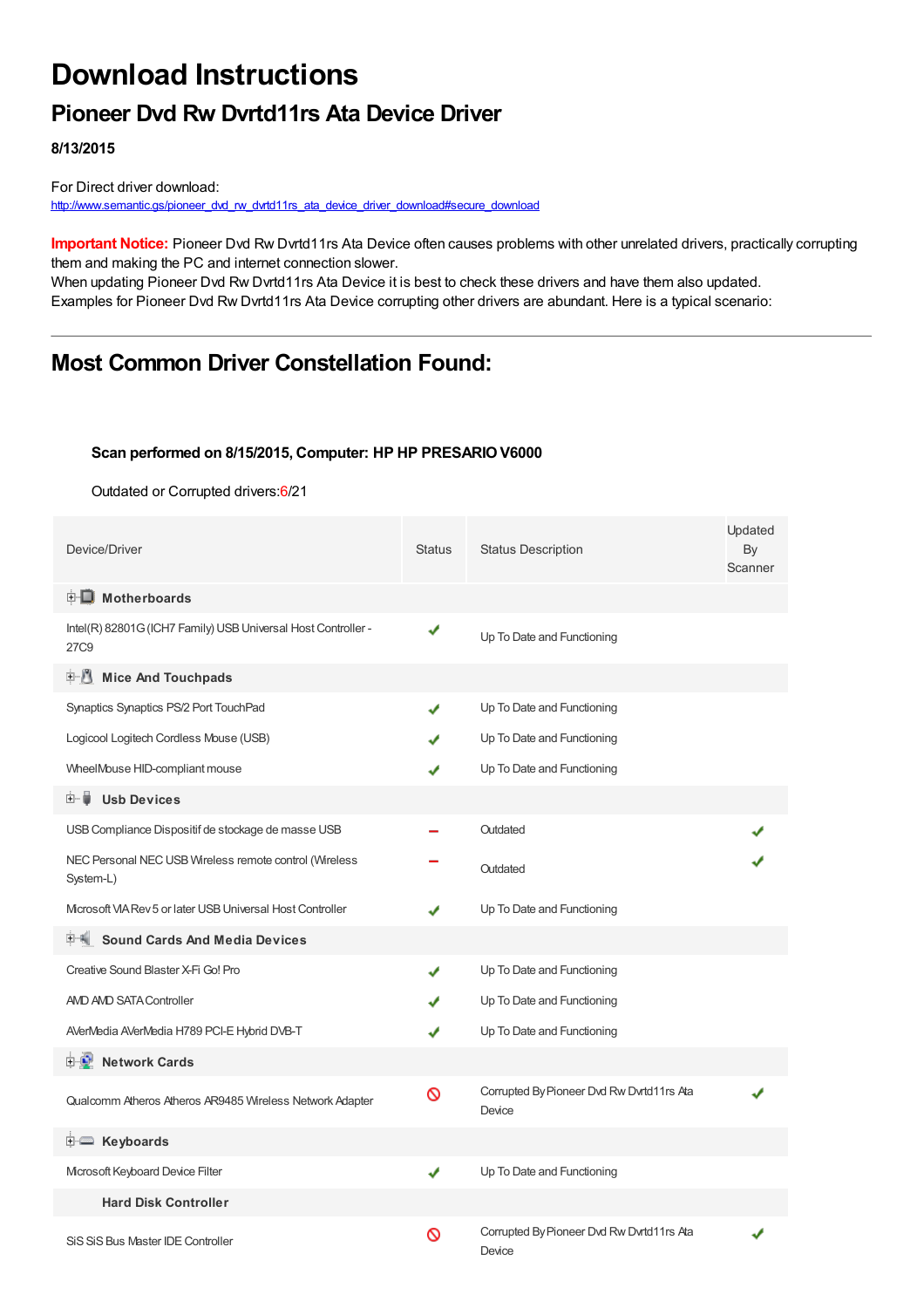# Download Instructions

## Pioneer Dvd Rw Dvrtd11rs Ata Device Driver

**8/13/2015**

For Direct driver download:
http://www.semantic.gs/pioneer_dvd_rw_dvrtd11rs_ata_device_driver_download#secure_download

**Important Notice:** Pioneer Dvd Rw Dvrtd11rs Ata Device often causes problems with other unrelated drivers, practically corrupting them and making the PC and internet connection slower.
When updating Pioneer Dvd Rw Dvrtd11rs Ata Device it is best to check these drivers and have them also updated.
Examples for Pioneer Dvd Rw Dvrtd11rs Ata Device corrupting other drivers are abundant. Here is a typical scenario:

---

## Most Common Driver Constellation Found:

**Scan performed on 8/15/2015, Computer: HP HP PRESARIO V6000**

Outdated or Corrupted drivers:6/21

| Device/Driver | Status | Status Description | Updated By Scanner |
|---|---|---|---|
| **Motherboards** | | | |
| Intel(R) 82801G (ICH7 Family) USB Universal Host Controller - 27C9 | ✔ | Up To Date and Functioning | |
| **Mice And Touchpads** | | | |
| Synaptics Synaptics PS/2 Port TouchPad | ✔ | Up To Date and Functioning | |
| Logicool Logitech Cordless Mouse (USB) | ✔ | Up To Date and Functioning | |
| WheelMouse HID-compliant mouse | ✔ | Up To Date and Functioning | |
| **Usb Devices** | | | |
| USB Compliance Dispositif de stockage de masse USB | – | Outdated | ✔ |
| NEC Personal NEC USB Wireless remote control (Wireless System-L) | – | Outdated | ✔ |
| Microsoft VIA Rev 5 or later USB Universal Host Controller | ✔ | Up To Date and Functioning | |
| **Sound Cards And Media Devices** | | | |
| Creative Sound Blaster X-Fi Go! Pro | ✔ | Up To Date and Functioning | |
| AMD AMD SATA Controller | ✔ | Up To Date and Functioning | |
| AVerMedia AVerMedia H789 PCI-E Hybrid DVB-T | ✔ | Up To Date and Functioning | |
| **Network Cards** | | | |
| Qualcomm Atheros Atheros AR9485 Wireless Network Adapter | 🚫 | Corrupted By Pioneer Dvd Rw Dvrtd11rs Ata Device | ✔ |
| **Keyboards** | | | |
| Microsoft Keyboard Device Filter | ✔ | Up To Date and Functioning | |
| **Hard Disk Controller** | | | |
| SiS SiS Bus Master IDE Controller | 🚫 | Corrupted By Pioneer Dvd Rw Dvrtd11rs Ata Device | ✔ |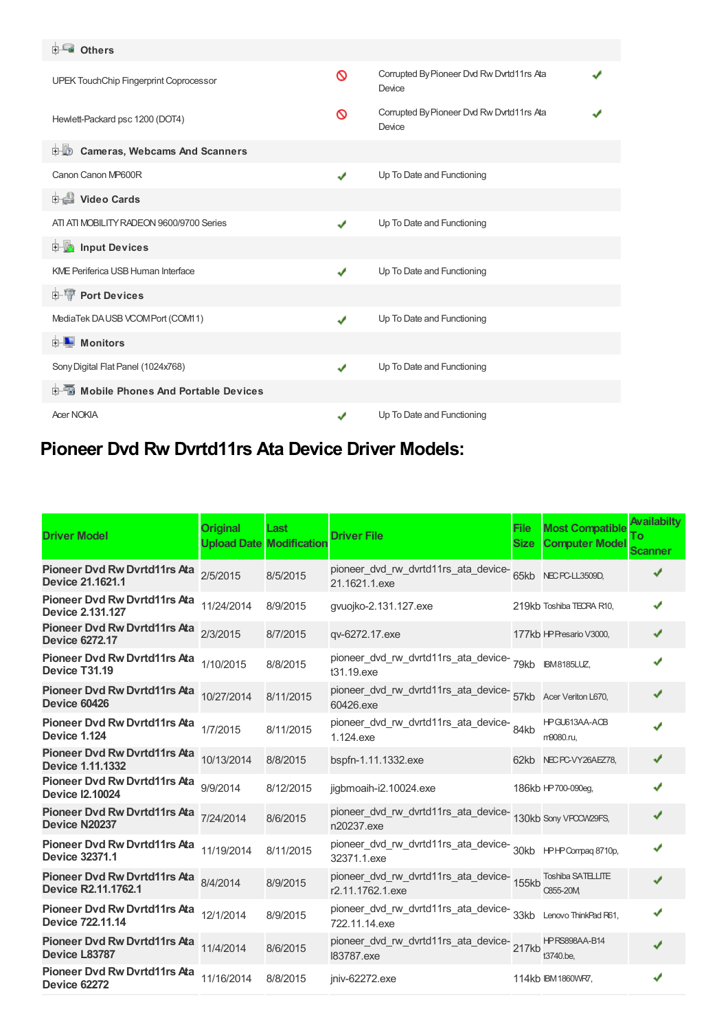| | | | |
|---|---|---|---|
| **Others** | | | |
| UPEK TouchChip Fingerprint Coprocessor | 🚫 | Corrupted By Pioneer Dvd Rw Dvrtd11rs Ata Device | ✔ |
| Hewlett-Packard psc 1200 (DOT4) | 🚫 | Corrupted By Pioneer Dvd Rw Dvrtd11rs Ata Device | ✔ |
| **Cameras, Webcams And Scanners** | | | |
| Canon Canon MP600R | ✔ | Up To Date and Functioning | |
| **Video Cards** | | | |
| ATI ATI MOBILITY RADEON 9600/9700 Series | ✔ | Up To Date and Functioning | |
| **Input Devices** | | | |
| KME Periferica USB Human Interface | ✔ | Up To Date and Functioning | |
| **Port Devices** | | | |
| MediaTek DA USB VCOM Port (COM11) | ✔ | Up To Date and Functioning | |
| **Monitors** | | | |
| Sony Digital Flat Panel (1024x768) | ✔ | Up To Date and Functioning | |
| **Mobile Phones And Portable Devices** | | | |
| Acer NOKIA | ✔ | Up To Date and Functioning | |

## Pioneer Dvd Rw Dvrtd11rs Ata Device Driver Models:

| Driver Model | Original Upload Date | Last Modification | Driver File | File Size | Most Compatible Computer Model | Availabilty To Scanner |
|---|---|---|---|---|---|---|
| **Pioneer Dvd Rw Dvrtd11rs Ata Device 21.1621.1** | 2/5/2015 | 8/5/2015 | pioneer_dvd_rw_dvrtd11rs_ata_device-21.1621.1.exe | 65kb | NEC PC-LL3509D, | ✔ |
| **Pioneer Dvd Rw Dvrtd11rs Ata Device 2.131.127** | 11/24/2014 | 8/9/2015 | gvuojko-2.131.127.exe | 219kb | Toshiba TECRA R10, | ✔ |
| **Pioneer Dvd Rw Dvrtd11rs Ata Device 6272.17** | 2/3/2015 | 8/7/2015 | qv-6272.17.exe | 177kb | HP Presario V3000, | ✔ |
| **Pioneer Dvd Rw Dvrtd11rs Ata Device T31.19** | 1/10/2015 | 8/8/2015 | pioneer_dvd_rw_dvrtd11rs_ata_device-t31.19.exe | 79kb | IBM 8185LUZ, | ✔ |
| **Pioneer Dvd Rw Dvrtd11rs Ata Device 60426** | 10/27/2014 | 8/11/2015 | pioneer_dvd_rw_dvrtd11rs_ata_device-60426.exe | 57kb | Acer Veriton L670, | ✔ |
| **Pioneer Dvd Rw Dvrtd11rs Ata Device 1.124** | 1/7/2015 | 8/11/2015 | pioneer_dvd_rw_dvrtd11rs_ata_device-1.124.exe | 84kb | HP GU613AA-ACB m9080.ru, | ✔ |
| **Pioneer Dvd Rw Dvrtd11rs Ata Device 1.11.1332** | 10/13/2014 | 8/8/2015 | bspfn-1.11.1332.exe | 62kb | NEC PC-VY26AEZ78, | ✔ |
| **Pioneer Dvd Rw Dvrtd11rs Ata Device I2.10024** | 9/9/2014 | 8/12/2015 | jigbmoaih-i2.10024.exe | 186kb | HP 700-090eg, | ✔ |
| **Pioneer Dvd Rw Dvrtd11rs Ata Device N20237** | 7/24/2014 | 8/6/2015 | pioneer_dvd_rw_dvrtd11rs_ata_device-n20237.exe | 130kb | Sony VPCCW29FS, | ✔ |
| **Pioneer Dvd Rw Dvrtd11rs Ata Device 32371.1** | 11/19/2014 | 8/11/2015 | pioneer_dvd_rw_dvrtd11rs_ata_device-32371.1.exe | 30kb | HP HP Compaq 8710p, | ✔ |
| **Pioneer Dvd Rw Dvrtd11rs Ata Device R2.11.1762.1** | 8/4/2014 | 8/9/2015 | pioneer_dvd_rw_dvrtd11rs_ata_device-r2.11.1762.1.exe | 155kb | Toshiba SATELLITE C855-20M, | ✔ |
| **Pioneer Dvd Rw Dvrtd11rs Ata Device 722.11.14** | 12/1/2014 | 8/9/2015 | pioneer_dvd_rw_dvrtd11rs_ata_device-722.11.14.exe | 33kb | Lenovo ThinkPad R61, | ✔ |
| **Pioneer Dvd Rw Dvrtd11rs Ata Device L83787** | 11/4/2014 | 8/6/2015 | pioneer_dvd_rw_dvrtd11rs_ata_device-l83787.exe | 217kb | HP RS898AA-B14 t3740.be, | ✔ |
| **Pioneer Dvd Rw Dvrtd11rs Ata Device 62272** | 11/16/2014 | 8/8/2015 | jniv-62272.exe | 114kb | IBM 1860WR7, | ✔ |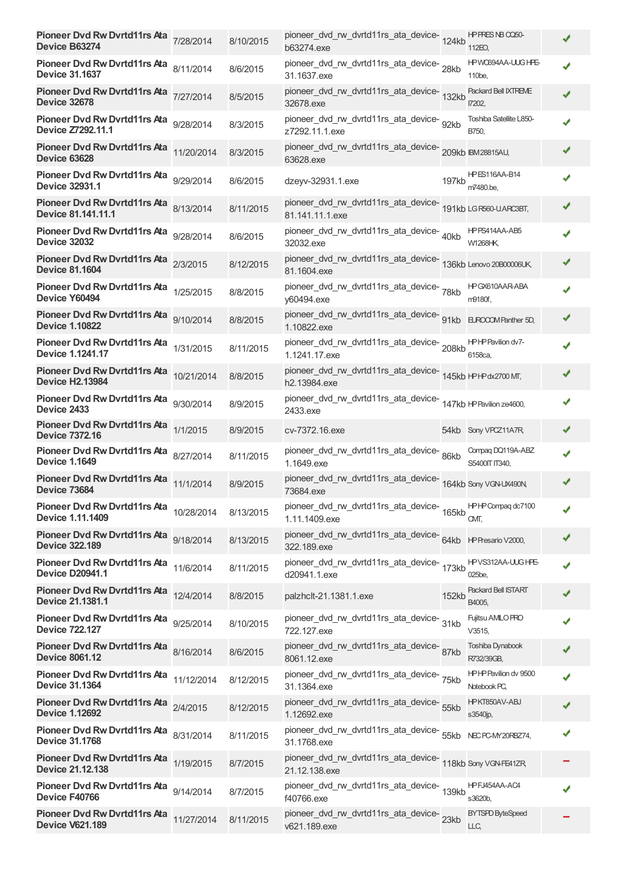| | | | | | | |
|---|---|---|---|---|---|---|
| **Pioneer Dvd Rw Dvrtd11rs Ata Device B63274** | 7/28/2014 | 8/10/2015 | pioneer_dvd_rw_dvrtd11rs_ata_device-b63274.exe | 124kb | HP PRES NB CQ60-112EO, | ✔ |
| **Pioneer Dvd Rw Dvrtd11rs Ata Device 31.1637** | 8/11/2014 | 8/6/2015 | pioneer_dvd_rw_dvrtd11rs_ata_device-31.1637.exe | 28kb | HP WC694AA-UUG HPE-110be, | ✔ |
| **Pioneer Dvd Rw Dvrtd11rs Ata Device 32678** | 7/27/2014 | 8/5/2015 | pioneer_dvd_rw_dvrtd11rs_ata_device-32678.exe | 132kb | Packard Bell IXTREME I7202, | ✔ |
| **Pioneer Dvd Rw Dvrtd11rs Ata Device Z7292.11.1** | 9/28/2014 | 8/3/2015 | pioneer_dvd_rw_dvrtd11rs_ata_device-z7292.11.1.exe | 92kb | Toshiba Satellite L850-B750, | ✔ |
| **Pioneer Dvd Rw Dvrtd11rs Ata Device 63628** | 11/20/2014 | 8/3/2015 | pioneer_dvd_rw_dvrtd11rs_ata_device-63628.exe | 209kb | IBM28815AU, | ✔ |
| **Pioneer Dvd Rw Dvrtd11rs Ata Device 32931.1** | 9/29/2014 | 8/6/2015 | dzeyv-32931.1.exe | 197kb | HP ES116AA-B14 m7480.be, | ✔ |
| **Pioneer Dvd Rw Dvrtd11rs Ata Device 81.141.11.1** | 8/13/2014 | 8/11/2015 | pioneer_dvd_rw_dvrtd11rs_ata_device-81.141.11.1.exe | 191kb | LG R560-U.ARC3BT, | ✔ |
| **Pioneer Dvd Rw Dvrtd11rs Ata Device 32032** | 9/28/2014 | 8/6/2015 | pioneer_dvd_rw_dvrtd11rs_ata_device-32032.exe | 40kb | HP PS414AA-AB5 W1268HK, | ✔ |
| **Pioneer Dvd Rw Dvrtd11rs Ata Device 81.1604** | 2/3/2015 | 8/12/2015 | pioneer_dvd_rw_dvrtd11rs_ata_device-81.1604.exe | 136kb | Lenovo 20B00006UK, | ✔ |
| **Pioneer Dvd Rw Dvrtd11rs Ata Device Y60494** | 1/25/2015 | 8/8/2015 | pioneer_dvd_rw_dvrtd11rs_ata_device-y60494.exe | 78kb | HP GX610AAR-ABA m9180f, | ✔ |
| **Pioneer Dvd Rw Dvrtd11rs Ata Device 1.10822** | 9/10/2014 | 8/8/2015 | pioneer_dvd_rw_dvrtd11rs_ata_device-1.10822.exe | 91kb | EUROCOM Panther 5D, | ✔ |
| **Pioneer Dvd Rw Dvrtd11rs Ata Device 1.1241.17** | 1/31/2015 | 8/11/2015 | pioneer_dvd_rw_dvrtd11rs_ata_device-1.1241.17.exe | 208kb | HP HP Pavilion dv7-6158ca, | ✔ |
| **Pioneer Dvd Rw Dvrtd11rs Ata Device H2.13984** | 10/21/2014 | 8/8/2015 | pioneer_dvd_rw_dvrtd11rs_ata_device-h2.13984.exe | 145kb | HP HP dx2700 MT, | ✔ |
| **Pioneer Dvd Rw Dvrtd11rs Ata Device 2433** | 9/30/2014 | 8/9/2015 | pioneer_dvd_rw_dvrtd11rs_ata_device-2433.exe | 147kb | HP Pavilion ze4600, | ✔ |
| **Pioneer Dvd Rw Dvrtd11rs Ata Device 7372.16** | 1/1/2015 | 8/9/2015 | cv-7372.16.exe | 54kb | Sony VPCZ11A7R, | ✔ |
| **Pioneer Dvd Rw Dvrtd11rs Ata Device 1.1649** | 8/27/2014 | 8/11/2015 | pioneer_dvd_rw_dvrtd11rs_ata_device-1.1649.exe | 86kb | Compaq DQ119A-ABZ S5400IT IT340, | ✔ |
| **Pioneer Dvd Rw Dvrtd11rs Ata Device 73684** | 11/1/2014 | 8/9/2015 | pioneer_dvd_rw_dvrtd11rs_ata_device-73684.exe | 164kb | Sony VGN-UX490N, | ✔ |
| **Pioneer Dvd Rw Dvrtd11rs Ata Device 1.11.1409** | 10/28/2014 | 8/13/2015 | pioneer_dvd_rw_dvrtd11rs_ata_device-1.11.1409.exe | 165kb | HP HP Compaq dc7100 CMT, | ✔ |
| **Pioneer Dvd Rw Dvrtd11rs Ata Device 322.189** | 9/18/2014 | 8/13/2015 | pioneer_dvd_rw_dvrtd11rs_ata_device-322.189.exe | 64kb | HP Presario V2000, | ✔ |
| **Pioneer Dvd Rw Dvrtd11rs Ata Device D20941.1** | 11/6/2014 | 8/11/2015 | pioneer_dvd_rw_dvrtd11rs_ata_device-d20941.1.exe | 173kb | HP VS312AA-UUG HPE-025be, | ✔ |
| **Pioneer Dvd Rw Dvrtd11rs Ata Device 21.1381.1** | 12/4/2014 | 8/8/2015 | palzhclt-21.1381.1.exe | 152kb | Packard Bell ISTART B4005, | ✔ |
| **Pioneer Dvd Rw Dvrtd11rs Ata Device 722.127** | 9/25/2014 | 8/10/2015 | pioneer_dvd_rw_dvrtd11rs_ata_device-722.127.exe | 31kb | Fujitsu AMILO PRO V3515, | ✔ |
| **Pioneer Dvd Rw Dvrtd11rs Ata Device 8061.12** | 8/16/2014 | 8/6/2015 | pioneer_dvd_rw_dvrtd11rs_ata_device-8061.12.exe | 87kb | Toshiba Dynabook R732/39GB, | ✔ |
| **Pioneer Dvd Rw Dvrtd11rs Ata Device 31.1364** | 11/12/2014 | 8/12/2015 | pioneer_dvd_rw_dvrtd11rs_ata_device-31.1364.exe | 75kb | HP HP Pavilion dv 9500 Notebook PC, | ✔ |
| **Pioneer Dvd Rw Dvrtd11rs Ata Device 1.12692** | 2/4/2015 | 8/12/2015 | pioneer_dvd_rw_dvrtd11rs_ata_device-1.12692.exe | 55kb | HP KT850AV-ABJ s3540jp, | ✔ |
| **Pioneer Dvd Rw Dvrtd11rs Ata Device 31.1768** | 8/31/2014 | 8/11/2015 | pioneer_dvd_rw_dvrtd11rs_ata_device-31.1768.exe | 55kb | NEC PC-MY20RBZ74, | ✔ |
| **Pioneer Dvd Rw Dvrtd11rs Ata Device 21.12.138** | 1/19/2015 | 8/7/2015 | pioneer_dvd_rw_dvrtd11rs_ata_device-21.12.138.exe | 118kb | Sony VGN-FE41ZR, | – |
| **Pioneer Dvd Rw Dvrtd11rs Ata Device F40766** | 9/14/2014 | 8/7/2015 | pioneer_dvd_rw_dvrtd11rs_ata_device-f40766.exe | 139kb | HP FJ454AA-AC4 s3620b, | ✔ |
| **Pioneer Dvd Rw Dvrtd11rs Ata Device V621.189** | 11/27/2014 | 8/11/2015 | pioneer_dvd_rw_dvrtd11rs_ata_device-v621.189.exe | 23kb | BYTSFD ByteSpeed LLC, | – |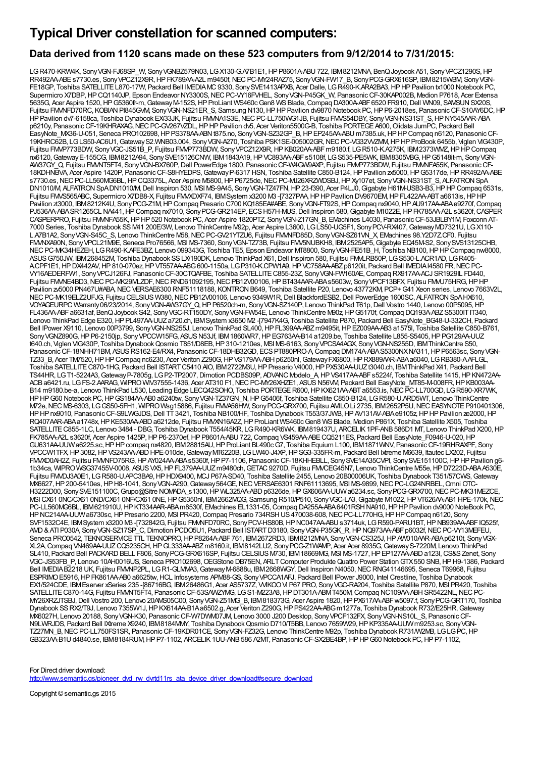# Typical Driver constellation for scanned computers:

## Data derived from 1120 scans made on these 523 computers from 9/12/2014 to 7/31/2015:

LG R470-KRW4K, Sony VGN-FJ68SP_W, Sony VGNBZ579N03, LG X130-G.A7B1E1, HP P8601A-ABU 722, IBM 8212MNA, BenQ Joybook A51, Sony VPCZ1290S, HP RR492AA-ABE s7730.es, Sony VPCZ12X9R, HP FK789AA-A2L m9450f, NEC PC-MY24RAZ75, Sony VGN-FW17_B, Sony PCG-GRX616SP, IBM 8215WBM, Sony VGN-FE18GP, Toshiba SATELLITE L870-17W, Packard Bell IMEDIA MC 9330, Sony SVE1413APXB, Acer Dalle, LG R490-K.ARA2BA3, HP HP Pavilion tx1000 Notebook PC, Supermicro X7DBP, HP CQ1140JP, Epson Endeavor NY3300S, NEC PC-VY16FVHEL, Sony VGN-P45GK_W, Panasonic CF-30KAP002B, Medion P7618, Acer Extensa 5635G, Acer Aspire 1520, HP G5360fr-m, Gateway M-152S, HP ProLiant WS460c Gen8 WS Blade, Compaq DA300A-ABF 6520 FR910, Dell WN09, SAMSUN SX20S, Fujitsu FMVNFD70RC, KOBIAN PI845GVM, Sony VGN-NS21ER_S, Samsung N130, HP HP Pavilion dv9870 Notebook PC, HP P6-2018es, Panasonic CF-S10AY6DC, HP HP Pavilion dv7-6158ca, Toshiba Dynabook EX/33JK, Fujitsu FMVNA1S3E, NEC PC-LL750WG1JB, Fujitsu FMVS54DBY, Sony VGN-NS31ST_S, HP NY545AAR-ABA p6210y, Panasonic CF-19KHRAXAG, NEC PC-GV267VZDL, HP HP Pavilion dv5, Acer Veriton5500G-B, Toshiba PORTEGE A600, Olidata JumPC, Packard Bell EasyNote_MX36-U-051, Seneca PRO102698, HP PS378AA-ABN t875.no, Sony VGN-SZ32GP_B, HP EP245AA-ABU m7385.uk, HP HP Compaq n6120, Panasonic CF-19KHRC62B, LG LS50-AC6U1, Gateway S2.WNB03.004, Sony VGN-A270, Toshiba PSK1SE-005002GR, NEC PC-VG32VVZMM, HP HP ProBook 6455b, Viglen VIG430P, Fujitsu FMVP773BDW, Sony VGC-JS51B_P, Fujitsu FMVP773BDW, Sony VPCZ12X9R, HP KB020AA-ABF m9180.f, LG R510-K.A275K, IBM 2373WMZ, HP HP Compaq nx6120, Gateway E-155CG, IBM 8212A94, Sony SVE15126CNW, IBM 1843A19, HP VC893AA-ABF s5108f, LG S535-PE5WK, IBM 8305VBG, HP G5148it-m, Sony VGN-AW37GY_Q, Fujitsu FMVNT5FT4, Sony VGN-BX760P, Dell PowerEdge 1800, Panasonic CF-W4GW9AXP, Fujitsu FMVP773BDW, Fujitsu FMVNFA55K, Panasonic CF-18KDHNBVA, Acer Aspire 1420P, Panasonic CF-S8HYEDPS, Gateway P-6317 HSN, Toshiba Satellite C850-B124, HP Pavilion zx5000, HP G5317de, HP RR492AA-ABE s7730.es, NEC PC-LL560MG6BL, HP CQ3375L, Acer Aspire M5800, HP P6725de, NEC PC-MJ26XRZWDSBJ, HP Xy107et, Sony VGN-NS31ST_S, ALFATRON SpA DN1010/M, ALFATRON SpA DN1010/M, Dell Inspiron 530, MSI MS-9A45, Sony VGN-TZ47FN, HP 23-f390, Acer P4LJ0, Gigabyte H61M-USB3-B3, HP HP Compaq 6531s, Fujitsu FMVS565ABC, Supermicro X7DB8-X, Fujitsu FMVXDXF74, IBM System x3200 M3 -[7327PAA, HP HP Pavilion DV9670EM, HP FL422AA-ABT a6613is, HP HP Pavilion zt3000, IBM 8212K4U, Sony PCG-Z1M, HP Compaq Presario C700 KQ185EA#ABE, Sony VGN-FT92S, HP Compaq nx9040, HP AU917AA-ABA e9270f, Compaq PJ536AA-ABA SR1265CL NA441, HP Compaq nx7010, Sony PCG-GR214EP, ECS H57H-MUS, Dell Inspiron 580, Gigabyte M1022E, HP FK785AA-A2L s3620f, CASPER CASPERPRO, Fujitsu FMVNFA55K, HP HP 520 Notebook PC, Acer Aspire 1820PTZ, Sony VGN-Z17GN_B, EMachines L4030, Panasonic CF-53JBLBY1M, Foxconn AT-7000 Series, Toshiba Dynabook SS M41 200E/3W, Lenovo ThinkCentre M92p, Acer Aspire L3600, LG LS50-UG5F1, Sony PCV-RX407, Gateway MD7321U, LG X110-L.A7B1A2, Sony VGN-S45C_S, Lenovo ThinkCentre M58, NEC PC-GV21YTZU6, Fujitsu FMVNFD85D, Sony VGN-SZ61VN_X, EMachines 98.Y2D7Z.CF0, Fujitsu FMVNXA90N, Sony VPCL21M9E, Seneca Pro76566, MSI MS-7360, Sony VGN-TZ73B, Fujitsu FMV5NUBKH8, IBM 2525AP5, Gigabyte EQ45M-S2, Sony SVS13125CHB, NEC PC-MK34HEZEH, LG R490-K.AFE3BZ, Lenovo 099343G, Toshiba TE5, Epson Endeavor MT8800, Sony VGN-FE51B_H, Toshiba NB100, HP HP Compaq nw8000, ASUS G750JW, IBM 268452M, Toshiba Dynabook SS LX/190DK, Lenovo ThinkPad X61, Dell Inspiron 580, Fujitsu FMVLRB50P, LG S530-L.ACR1AD, LG R405-A.CPF1E1, HP DX442AV, HP 810-070ez, HP VT557AA-ABG 600-1150a, LG P310-K.CPW1A9, HP VC758AA-ABZ p6120it, Packard Bell IMEDIA I4580 FR, NEC PC-VY16AEDERFW1, Sony VPCJ126FJ, Panasonic CF-30CTQAFBE, Toshiba SATELLITE C855-23Z, Sony VGN-FW160AE, Compaq RX917AA-ACJ SR1929IL FD440, Fujitsu FMVNE4BD3, NEC PC-MK29MLZDF, NEC RND61092195, NEC PB12V00106, HP BT434AAR-ABA s5603w, Sony VPCF13BFX, Fujitsu FMVU75HRG, HP HP Pavilion zv5000 PN467U#ABA, NEC VERSAE6300 RNF51118188, KONTRON B649, Toshiba Satellite P20, Lenovo 43772KM, PCP+ G41 Xeon series, Lenovo 7663V2L, NEC PC-MK19ELZ2UFJG, Fujitsu CELSIUS W380, NEC PB12V00106, Lenovo 9349W1R, Dell BlackfordESB2, Dell PowerEdge 1600SC, ALFATRON SpA HX610, VOYAGEURPC Warranty 06/23/2014, Sony VGN-AW37GY_Q, HP P6520ch-m, Sony VGN-SZ140P, Lenovo ThinkPad T61p, Dell Vostro 1440, Lenovo 00P5095, HP FL436AA-ABF a6631af, BenQ Joybook S42, Sony VGC-RT150DY, Sony VGN-FW54E, Lenovo ThinkCentre M90z, HP G5170f, Compaq DQ193A-ABZ S5300IT IT340, Lenovo ThinkPad Edge E320, HP PL497AA-UUZ a720.ch, IBM System x3650 M2 -[7947K4G, Toshiba Satellite P870, Packard Bell EasyNote_BG48-U-332CH, Packard Bell IPower X9110, Lenovo 00P3799, Sony VGN-NS255J, Lenovo ThinkPad SL400, HP FL399AA-ABZ m9495it, HP EZ009AA-AB3 a1575l, Toshiba Satellite C850-B761, Sony VGNZ890G, HP P6-2150jp, Sony VPCCW15FG, ASUS N53Jf, IBM 1860WR7, HP EG763AA-B14 a1209.be, Toshiba Satellite L855-S5405, HP PG129AA-UUZ t640.ch, Viglen VIG430P, Toshiba Dynabook Qosmio T851/D8EB, HP 310-1210es, MSI MS-6163, Sony VPCSA4AGX, Sony VGN-NS255D, IBM ThinkCentre S50, Panasonic CF-18NHH71BM, ASUS RS162-E4/RX4, Panasonic CF-18DHB32GD, ECS PT880PRO-A, Compaq DM174A-ABA S5300NX NA311, HP P6563sc, Sony VGN-TZ33_B, Acer TM7520, HP HP Compaq nc6230, Acer Veriton Z290G, HP VS179AA-ABH p6250nl, Gateway FX6800, HP RX889AAR-ABA a6040, LG RB380-A.AFLGL, Toshiba SATELLITE C870-1HG, Packard Bell ISTART C5410 AIO, IBM 2722M3U, HP Presario V4000, HP PX530AA-UUZ t3040.ch, IBM ThinkPad X41, Packard Bell TS44HR, LG T1-5224A3, Gateway P-7805g, LG P2-TP2007, Dimotion PCDBS09P, ADVANC Modelo_A, HP VS417AA-ABF s5224f, Toshiba Satellite 1415, HP KN472AA-ACB a6421.ru, LG FS-2.AARAG, WIPRO WIV37555-1436, Acer AT310 F1, NEC PC-MY26XHZE1, ASUS N56VM, Packard Bell EasyNote_MT85-M-008FR, HP KB003AA-B14 m9180.be-a, Lenovo ThinkPad L530, Leading Edge LECQ42SOHO, Toshiba PORTEGE R600, HP KX621AA-ABT a6553.is, NEC PC-LL700GD, LG R590-XR7WK, HP HP G60 Notebook PC, HP GS184AA-AB0 a6240tw, Sony VGN-TZ37GN_N, HP G5406f, Toshiba Satellite C850-B124, LG R580-U.ARD5WT, Lenovo ThinkCentre M72e, NEC MS-6303, LG GS50-5FH1, WIPRO Wsg15886, Fujitsu FMVA56HW, Sony PCG-GRX700, Fujitsu AMILO Li 2735, IBM 2652P5U, NEC EASYNOTE P910401306, HP HP nx9010, Panasonic CF-S9LWGJDS, Dell TT 3421, Toshiba NB100/HF, Toshiba Dynabook T553/37JWB, HP AV131AV-ABA e9105z, HP HP Pavilion ze2000, HP RQ407AAR-ABA a1748x, HP KE530AA-ABD a6212de, Fujitsu FMVXN16A2Z, HP ProLiant WS460c Gen8 WS Blade, Medion P861X, Toshiba Satellite X505, Toshiba SATELLITE C855-1LC, Lenovo 3484 - DBG, Toshiba Dynabook T554/45KR, LG R490-KR6WK, IBM 819437U, ARCELIK 1PF-ANB 586D1 MT, Lenovo ThinkPad X200, HP FK785AA-A2L s3620f, Acer Aspire 1425P, HP P6-2370ef, HP P8601A-ABU 722, Compaq VS459AA-ABE CQ5211ES, Packard Bell EasyNote_F0946-U-020, HP GU631AA-UUW a6225.sc, HP HP compaq nx4820, IBM 28815AU, HP ProLiant BL490c G7, Toshiba Equium L100, IBM 1871WNV, Panasonic CF-19RHRAXPF, Sony VPCCW1TFX, HP 3082, HP VS243AA-ABD HPE-010de, Gateway MT6220B, LG LW40-J4XP, HP SG3-335FR-m, Packard Bell Ixtreme M6639, Itautec LX202, Fujitsu FMVXD0AH2Z, Fujitsu FMVNFD75RG, HP AY024AA-ABA s5360f, HP P7-1106, Panasonic CF-18KHHEBLL, Sony SVE14A35CVPI, Sony SVE151100C, HP HP Pavilion g6-1b34ca, WIPRO WSG37455V-0008, ASUS VX5, HP FL379AA-UUZ m9480ch, GETAC 9270D, Fujitsu FMVCEG45N7, Lenovo ThinkCentre M55e, HP D7223D-ABA A530E, Fujitsu FMVDJ3A0E1, LG R580-U.APC3BA9, HP HDX9400, MCJ P67A-SD40, Toshiba Satellite 2455, Lenovo 20B00006UK, Toshiba Dynabook T351/57CWS, Gateway MX6627, HP 200-5410es, HP H8-1041, Sony VGN-A290, Gateway 564GE, NEC VERSAE6301 RNF61113695, MSI MS-9899, NEC PC-LG24NRBEL, Omni OTC-H3222D00, Sony SVE151100C, Grupo@Site NOMADA_s1300, HP WL325AA-ABD p6326de, HP GX606AA-UUW a6234.sc, Sony PCG-GRX700, NEC PC-MK31MEZCE, MSI CX61 0NC/CX61 0ND/CX61 0NF/CX61 0NE, HP G5350nl, IBM 2662MQG, Samsung R510/P510, Sony VGC-LA3, Gigabyte M1022, HP VT626AA-AB1 HPE-170k, NEC PC-LL560MG6BL, IBM 621910U, HP KT334AAR-ABA m8530f, EMachines EL1331-05, Compaq DA255A-ABA 6401RSH NA910, HP HP Pavilion dv9000 NoteBook PC, HP NC214AA-UUW a6730sc, HP Presario 2200, MSI PR420, Compaq Presario 734RSH US 470038-608, NEC PC-LL770HG, HP HP Compaq n6120, Sony SVF1532C4E, IBM System x3200 M3 -[732842G, Fujitsu FMVNFD70RC, Sony PCV-HS80B, HP NC047AA-ABU s3714uk, LG R590-PARU1BT, HP NB939AA-ABF IQ525f, AMD & ATI P030A, Sony VGN-SZ17SP_C, Dimotion PCDO5U1, Packard Bell ISTART D3180, Sony VGN-P35GK_R, HP NQ973AA-ABF p6032f, NEC PC-VY13MEFEU, Seneca PRO0542, TEKNOSERVICE TTL TEKNOPRO, HP P8264A-ABF 761, IBM 2672RD3, IBM 8212MNA, Sony VGN-CS325J, HP AW010AAR-ABA p6210t, Sony VGX-XL2A, Compaq VN469AA-UUZ CQ5235CH, HP GL333AA-ABZ m8160.it, IBM 8142LU2, Sony PCG-Z1WAMP, Acer Acer 8935G, Gateway S-7220M, Lenovo ThinkPad SL410, Packard Bell PACKARD BELL F806, Sony PCG-GRX616SP, Fujitsu CELSIUS M730, IBM 18669MG, MSI MS-1727, HP EP127AA-ABD a123l, CS&S Zenet, Sony VGC-JS53FB_P, Lenovo 10AH0016US, Seneca PRO102698, OEGStone DB75EN, ARLT Computer Produkte Quattro Power Station GTX 550 SNB, HP H9-1386, Packard Bell IMEDIA B2218 UK, Fujitsu FMVNP2PL, LG R1-GLMMA3, Gateway M-6888u, IBM 2668WGY, Dell Inspiron N4050, NEC RNG41146695, Seneca T69968, Fujitsu ESPRIMO E5916, HP FK861AA-AB0 a6625tw, HCL Infosystems APM88-GS, Sony VPCCA1AFJ, Packard Bell IPower J9000, Intel Crestline, Toshiba Dynabook EX1/524CDE, IBM Eserver xSeries 235 -[86716BG, IBM 26486G1, Acer AS5737Z, VVIKOO VI P67 PRO, Sony VGC-RA204, Toshiba Satellite P870, MSI PR420, Toshiba SATELLITE C870-14G, Fujitsu FMVNT5FT4, Panasonic CF-53SAWZYMG, LG S1-M223A8, HP DT301A-ABM T450M, Compaq NC109AA-ABH SR5422NL, NEC PC-MY26XRZJTSBJ, Dell Vostro 200, Lenovo 20AMS05C00, Sony VGN-Z51MG_B, IBM 818373G, Acer Aspire 1820, HP PX617AA-ABF w5097.f, Sony PCG-GRT170, Toshiba Dynabook SS RX2/T9J, Lenovo 7355W1J, HP KX614AA-B1A a6502.g, Acer Veriton Z290G, HP PS422AA-ABG m1277a, Toshiba Dynabook R732/E25HR, Gateway MX6027H, Lenovo 20188, Sony VGN-K30, Panasonic CF-W7DWM07JM, Lenovo 3000 J200 Desktop, Sony VPCF132FX, Sony VGN-NS10L_S, Panasonic CF-N9LWRJDS, Packard Bell IXtreme X9240, IBM 8184MMY, Toshiba Dynabook Qosmio D710/T5BB, Lenovo 7659W29, HP KP335AA-UUW m9253.sc, Sony VGN-TZ27MN_B, NEC PC-LL750FS1SR, Panasonic CF-19KDR01CE, Sony VGN-FZ32G, Lenovo ThinkCentre M92p, Toshiba Dynabook R731/W2MB, LG LG PC, HP GB323AA-B1U d4840.se, IBM 8184RUM, HP P7-1102, ARCELIK 1UU-ANB 586 A2MT, Panasonic CF-SX2BE4BP, HP HP G60 Notebook PC, HP P7-1102,

For Direct driver download:
http://www.semantic.gs/pioneer_dvd_rw_dvrtd11rs_ata_device_driver_download#secure_download

Copyright © semantic.gs 2015